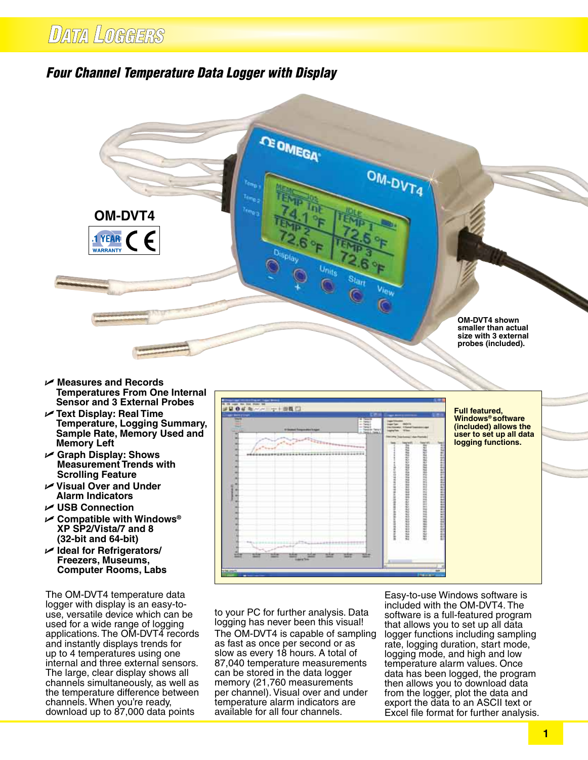# Data Loggers

## *Four Channel Temperature Data Logger with Display*

**OM-DVT4**

1 YEAR WARRANTY

OM-DVT4 shown smaller than actual size with 3 external probes (included).

- **Measures and Records Temperatures From One Internal Sensor and 3 External Probes**
- **Text Display: Real Time Temperature, Logging Summary, Sample Rate, Memory Used and Memory Left**
- **Graph Display: Shows Measurement Trends with Scrolling Feature**
- **Visual Over and Under Alarm Indicators**
- **USB Connection**
- **Compatible with Windows® XP SP2/Vista/7 and 8 (32-bit and 64-bit)**
- **Ideal for Refrigerators/ Freezers, Museums, Computer Rooms, Labs**

**Full featured, Windows® software (included) allows the user to set up all data logging functions.**

The OM-DVT4 temperature data logger with display is an easy-to-use, versatile device which can be used for a wide range of logging applications. The OM-DVT4 records and instantly displays trends for up to 4 temperatures using one internal and three external sensors. The large, clear display shows all channels simultaneously, as well as the temperature difference between channels. When you're ready, download up to 87,000 data points to your PC for further analysis. Data logging has never been this visual! The OM-DVT4 is capable of sampling as fast as once per second or as slow as every 18 hours. A total of 87,040 temperature measurements can be stored in the data logger memory (21,760 measurements per channel). Visual over and under temperature alarm indicators are available for all four channels.

Easy-to-use Windows software is included with the OM-DVT4. The software is a full-featured program that allows you to set up all data logger functions including sampling rate, logging duration, start mode, logging mode, and high and low temperature alarm values. Once data has been logged, the program then allows you to download data from the logger, plot the data and export the data to an ASCII text or Excel file format for further analysis.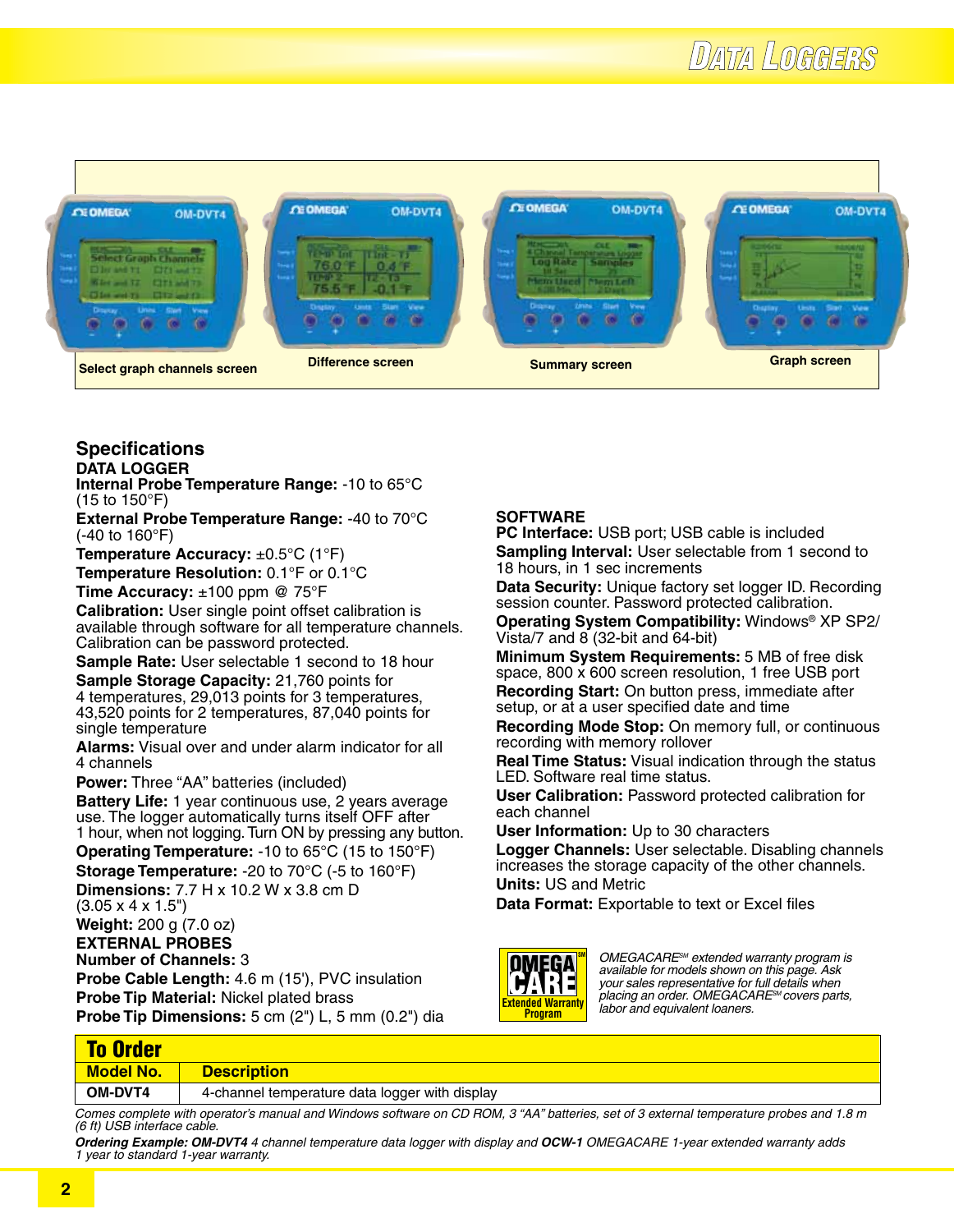Select graph channels screen

Difference screen

Summary screen

Graph screen

## Specifications

### DATA LOGGER

**Internal Probe Temperature Range:** -10 to 65°C (15 to 150°F)

**External Probe Temperature Range:** -40 to 70°C (-40 to 160°F)

**Temperature Accuracy:** ±0.5°C (1°F)

**Temperature Resolution:** 0.1°F or 0.1°C

**Time Accuracy:** ±100 ppm @ 75°F

**Calibration:** User single point offset calibration is available through software for all temperature channels. Calibration can be password protected.

**Sample Rate:** User selectable 1 second to 18 hour

**Sample Storage Capacity:** 21,760 points for 4 temperatures, 29,013 points for 3 temperatures, 43,520 points for 2 temperatures, 87,040 points for single temperature

**Alarms:** Visual over and under alarm indicator for all 4 channels

**Power:** Three "AA" batteries (included)

**Battery Life:** 1 year continuous use, 2 years average use. The logger automatically turns itself OFF after 1 hour, when not logging. Turn ON by pressing any button.

**Operating Temperature:** -10 to 65°C (15 to 150°F)

**Storage Temperature:** -20 to 70°C (-5 to 160°F)

**Dimensions:** 7.7 H x 10.2 W x 3.8 cm D (3.05 x 4 x 1.5")

**Weight:** 200 g (7.0 oz)

### EXTERNAL PROBES

**Number of Channels:** 3

**Probe Cable Length:** 4.6 m (15'), PVC insulation

**Probe Tip Material:** Nickel plated brass

**Probe Tip Dimensions:** 5 cm (2") L, 5 mm (0.2") dia

### SOFTWARE

**PC Interface:** USB port; USB cable is included

**Sampling Interval:** User selectable from 1 second to 18 hours, in 1 sec increments

**Data Security:** Unique factory set logger ID. Recording session counter. Password protected calibration.

**Operating System Compatibility:** Windows® XP SP2/ Vista/7 and 8 (32-bit and 64-bit)

**Minimum System Requirements:** 5 MB of free disk space, 800 x 600 screen resolution, 1 free USB port

**Recording Start:** On button press, immediate after setup, or at a user specified date and time

**Recording Mode Stop:** On memory full, or continuous recording with memory rollover

**Real Time Status:** Visual indication through the status LED. Software real time status.

**User Calibration:** Password protected calibration for each channel

**User Information:** Up to 30 characters

**Logger Channels:** User selectable. Disabling channels increases the storage capacity of the other channels.

**Units:** US and Metric

**Data Format:** Exportable to text or Excel files

OMEGA CARE SM Extended Warranty Program

*OMEGACARE℠ extended warranty program is available for models shown on this page. Ask your sales representative for full details when placing an order. OMEGACARE℠ covers parts, labor and equivalent loaners.*

## To Order

| Model No. | Description |
|---|---|
| OM-DVT4 | 4-channel temperature data logger with display |

*Comes complete with operator's manual and Windows software on CD ROM, 3 "AA" batteries, set of 3 external temperature probes and 1.8 m (6 ft) USB interface cable.*

***Ordering Example: OM-DVT4** 4 channel temperature data logger with display and **OCW-1** OMEGACARE 1-year extended warranty adds 1 year to standard 1-year warranty.*